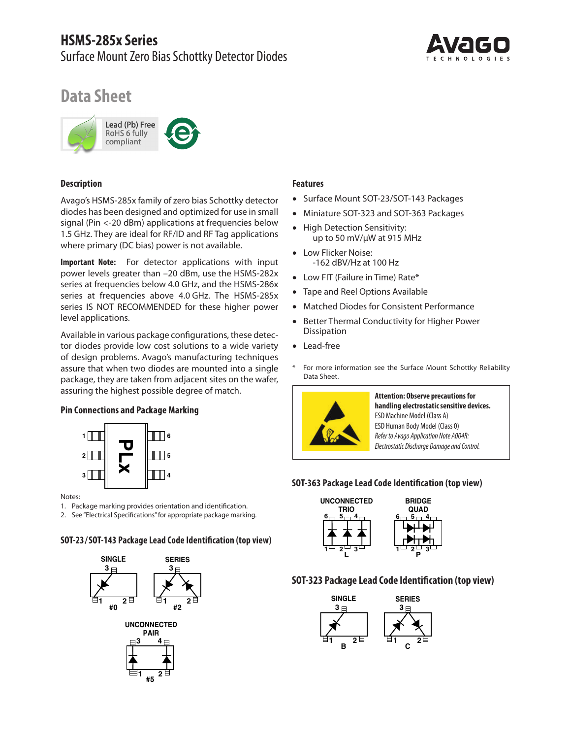# HSMS-285x Series

Surface Mount Zero Bias Schottky Detector Diodes

## Data Sheet

Lead (Pb) Free
RoHS 6 fully compliant

### Description

Avago's HSMS-285x family of zero bias Schottky detector diodes has been designed and optimized for use in small signal (Pin <-20 dBm) applications at frequencies below 1.5 GHz. They are ideal for RF/ID and RF Tag applications where primary (DC bias) power is not available.

**Important Note:** For detector applications with input power levels greater than –20 dBm, use the HSMS-282x series at frequencies below 4.0 GHz, and the HSMS-286x series at frequencies above 4.0 GHz. The HSMS-285x series IS NOT RECOMMENDED for these higher power level applications.

Available in various package configurations, these detector diodes provide low cost solutions to a wide variety of design problems. Avago's manufacturing techniques assure that when two diodes are mounted into a single package, they are taken from adjacent sites on the wafer, assuring the highest possible degree of match.

### Pin Connections and Package Marking

Notes:

1. Package marking provides orientation and identification.
2. See "Electrical Specifications" for appropriate package marking.

### SOT-23/SOT-143 Package Lead Code Identification (top view)

SINGLE #0, SERIES #2, UNCONNECTED PAIR #5

### Features

- Surface Mount SOT-23/SOT-143 Packages
- Miniature SOT-323 and SOT-363 Packages
- High Detection Sensitivity:
  up to 50 mV/μW at 915 MHz
- Low Flicker Noise:
  -162 dBV/Hz at 100 Hz
- Low FIT (Failure in Time) Rate*
- Tape and Reel Options Available
- Matched Diodes for Consistent Performance
- Better Thermal Conductivity for Higher Power Dissipation
- Lead-free

\* For more information see the Surface Mount Schottky Reliability Data Sheet.

**Attention: Observe precautions for handling electrostatic sensitive devices.**
ESD Machine Model (Class A)
ESD Human Body Model (Class 0)
*Refer to Avago Application Note A004R: Electrostatic Discharge Damage and Control.*

### SOT-363 Package Lead Code Identification (top view)

UNCONNECTED TRIO L, BRIDGE QUAD P

### SOT-323 Package Lead Code Identification (top view)

SINGLE B, SERIES C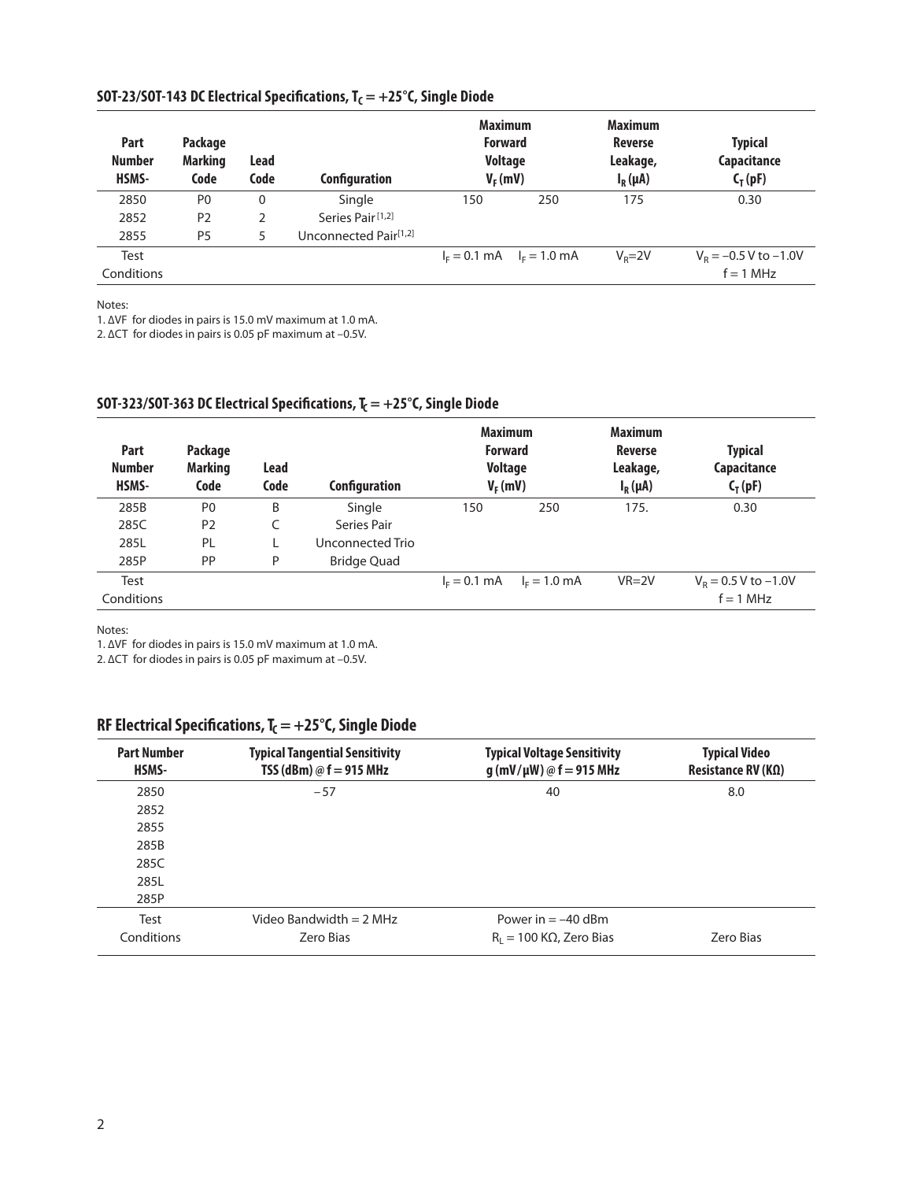## SOT-23/SOT-143 DC Electrical Specifications, $T_C = +25°C$, Single Diode

| Part Number HSMS- | Package Marking Code | Lead Code | Configuration | Maximum Forward Voltage $V_F$ (mV) | | Maximum Reverse Leakage, $I_R$ (μA) | Typical Capacitance $C_T$ (pF) |
|---|---|---|---|---|---|---|---|
| 2850 | P0 | 0 | Single | 150 | 250 | 175 | 0.30 |
| 2852 | P2 | 2 | Series Pair [1,2] | | | | |
| 2855 | P5 | 5 | Unconnected Pair[1,2] | | | | |
| Test Conditions | | | | $I_F$ = 0.1 mA | $I_F$ = 1.0 mA | $V_R$=2V | $V_R$ = –0.5 V to –1.0V f = 1 MHz |

Notes:
1. ΔVF for diodes in pairs is 15.0 mV maximum at 1.0 mA.
2. ΔCT for diodes in pairs is 0.05 pF maximum at –0.5V.

## SOT-323/SOT-363 DC Electrical Specifications, $T_C = +25°C$, Single Diode

| Part Number HSMS- | Package Marking Code | Lead Code | Configuration | Maximum Forward Voltage $V_F$ (mV) | | Maximum Reverse Leakage, $I_R$ (μA) | Typical Capacitance $C_T$ (pF) |
|---|---|---|---|---|---|---|---|
| 285B | P0 | B | Single | 150 | 250 | 175. | 0.30 |
| 285C | P2 | C | Series Pair | | | | |
| 285L | PL | L | Unconnected Trio | | | | |
| 285P | PP | P | Bridge Quad | | | | |
| Test Conditions | | | | $I_F$ = 0.1 mA | $I_F$ = 1.0 mA | VR=2V | $V_R$ = 0.5 V to –1.0V f = 1 MHz |

Notes:
1. ΔVF for diodes in pairs is 15.0 mV maximum at 1.0 mA.
2. ΔCT for diodes in pairs is 0.05 pF maximum at –0.5V.

## RF Electrical Specifications, $T_C = +25°C$, Single Diode

| Part Number HSMS- | Typical Tangential Sensitivity TSS (dBm) @ f = 915 MHz | Typical Voltage Sensitivity g (mV/μW) @ f = 915 MHz | Typical Video Resistance RV (KΩ) |
|---|---|---|---|
| 2850 | –57 | 40 | 8.0 |
| 2852 | | | |
| 2855 | | | |
| 285B | | | |
| 285C | | | |
| 285L | | | |
| 285P | | | |
| Test Conditions | Video Bandwidth = 2 MHz Zero Bias | Power in = –40 dBm $R_L$ = 100 KΩ, Zero Bias | Zero Bias |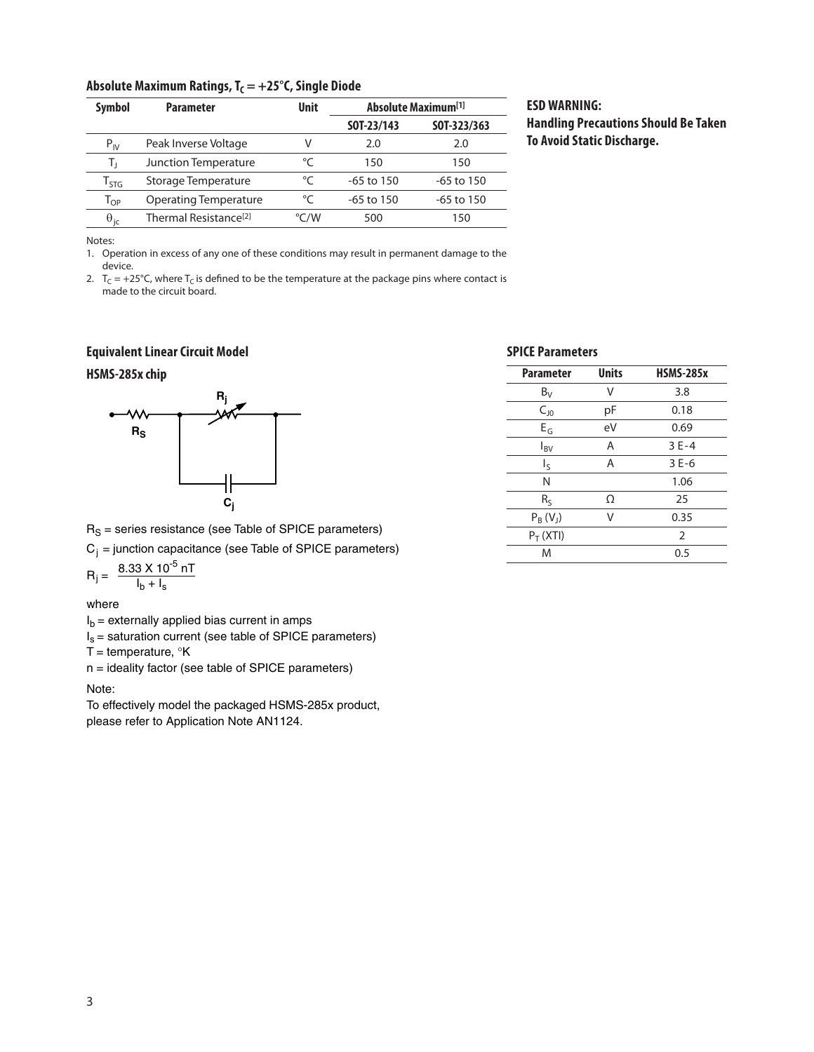## Absolute Maximum Ratings, $T_C = +25°C$, Single Diode

| Symbol | Parameter | Unit | Absolute Maximum[1] | |
|---|---|---|---|---|
| | | | SOT-23/143 | SOT-323/363 |
| $P_{IV}$ | Peak Inverse Voltage | V | 2.0 | 2.0 |
| $T_J$ | Junction Temperature | °C | 150 | 150 |
| $T_{STG}$ | Storage Temperature | °C | -65 to 150 | -65 to 150 |
| $T_{OP}$ | Operating Temperature | °C | -65 to 150 | -65 to 150 |
| $\theta_{jc}$ | Thermal Resistance[2] | °C/W | 500 | 150 |

Notes:

1. Operation in excess of any one of these conditions may result in permanent damage to the device.
2. $T_C = +25°C$, where $T_C$ is defined to be the temperature at the package pins where contact is made to the circuit board.

**ESD WARNING:**
**Handling Precautions Should Be Taken To Avoid Static Discharge.**

## Equivalent Linear Circuit Model

### HSMS-285x chip

$R_S$ = series resistance (see Table of SPICE parameters)

$C_j$ = junction capacitance (see Table of SPICE parameters)

$$R_j = \frac{8.33 \times 10^{-5}\ nT}{I_b + I_s}$$

where

$I_b$ = externally applied bias current in amps

$I_s$ = saturation current (see table of SPICE parameters)

T = temperature, °K

n = ideality factor (see table of SPICE parameters)

Note:

To effectively model the packaged HSMS-285x product, please refer to Application Note AN1124.

## SPICE Parameters

| Parameter | Units | HSMS-285x |
|---|---|---|
| $B_V$ | V | 3.8 |
| $C_{J0}$ | pF | 0.18 |
| $E_G$ | eV | 0.69 |
| $I_{BV}$ | A | 3 E-4 |
| $I_S$ | A | 3 E-6 |
| N | | 1.06 |
| $R_S$ | Ω | 25 |
| $P_B$ ($V_J$) | V | 0.35 |
| $P_T$ (XTI) | | 2 |
| M | | 0.5 |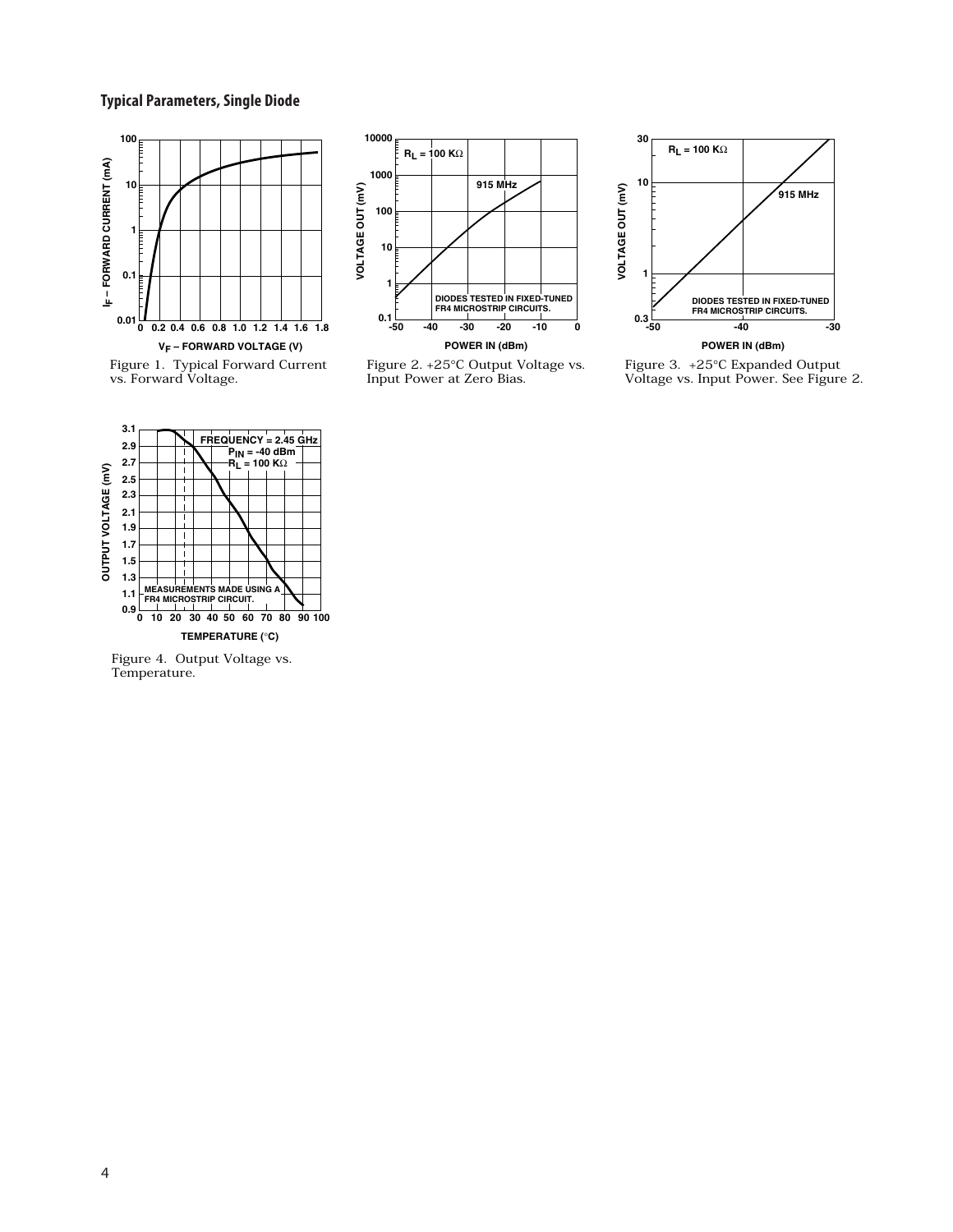## Typical Parameters, Single Diode

Figure 1. Typical Forward Current vs. Forward Voltage.

Figure 2. +25°C Output Voltage vs. Input Power at Zero Bias.

Figure 3. +25°C Expanded Output Voltage vs. Input Power. See Figure 2.

Figure 4. Output Voltage vs. Temperature.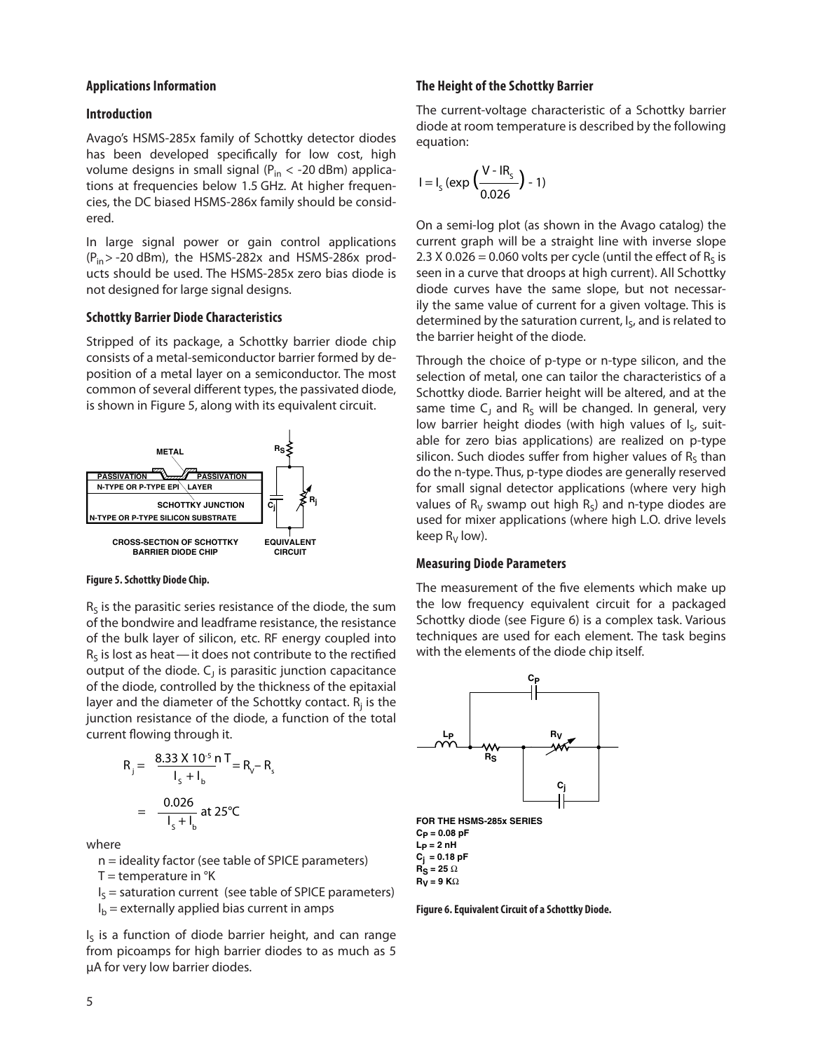## Applications Information

### Introduction

Avago's HSMS-285x family of Schottky detector diodes has been developed specifically for low cost, high volume designs in small signal ($P_{in}$ < -20 dBm) applications at frequencies below 1.5 GHz. At higher frequencies, the DC biased HSMS-286x family should be considered.

In large signal power or gain control applications ($P_{in}$ > -20 dBm), the HSMS-282x and HSMS-286x products should be used. The HSMS-285x zero bias diode is not designed for large signal designs.

### Schottky Barrier Diode Characteristics

Stripped of its package, a Schottky barrier diode chip consists of a metal-semiconductor barrier formed by deposition of a metal layer on a semiconductor. The most common of several different types, the passivated diode, is shown in Figure 5, along with its equivalent circuit.

Figure 5. Schottky Diode Chip.

$R_S$ is the parasitic series resistance of the diode, the sum of the bondwire and leadframe resistance, the resistance of the bulk layer of silicon, etc. RF energy coupled into $R_S$ is lost as heat — it does not contribute to the rectified output of the diode. $C_J$ is parasitic junction capacitance of the diode, controlled by the thickness of the epitaxial layer and the diameter of the Schottky contact. $R_j$ is the junction resistance of the diode, a function of the total current flowing through it.

$$R_j = \frac{8.33 \text{ X } 10^{-5} \, n \, T}{I_S + I_b} = R_V - R_s$$

$$= \frac{0.026}{I_S + I_b} \text{ at } 25°C$$

where

- n = ideality factor (see table of SPICE parameters)
- T = temperature in °K
- $I_S$ = saturation current (see table of SPICE parameters)
- $I_b$ = externally applied bias current in amps

$I_S$ is a function of diode barrier height, and can range from picoamps for high barrier diodes to as much as 5 µA for very low barrier diodes.

### The Height of the Schottky Barrier

The current-voltage characteristic of a Schottky barrier diode at room temperature is described by the following equation:

$$I = I_S \left(\exp\left(\frac{V - IR_S}{0.026}\right) - 1\right)$$

On a semi-log plot (as shown in the Avago catalog) the current graph will be a straight line with inverse slope 2.3 X 0.026 = 0.060 volts per cycle (until the effect of $R_S$ is seen in a curve that droops at high current). All Schottky diode curves have the same slope, but not necessarily the same value of current for a given voltage. This is determined by the saturation current, $I_S$, and is related to the barrier height of the diode.

Through the choice of p-type or n-type silicon, and the selection of metal, one can tailor the characteristics of a Schottky diode. Barrier height will be altered, and at the same time $C_J$ and $R_S$ will be changed. In general, very low barrier height diodes (with high values of $I_S$, suitable for zero bias applications) are realized on p-type silicon. Such diodes suffer from higher values of $R_S$ than do the n-type. Thus, p-type diodes are generally reserved for small signal detector applications (where very high values of $R_V$ swamp out high $R_S$) and n-type diodes are used for mixer applications (where high L.O. drive levels keep $R_V$ low).

### Measuring Diode Parameters

The measurement of the five elements which make up the low frequency equivalent circuit for a packaged Schottky diode (see Figure 6) is a complex task. Various techniques are used for each element. The task begins with the elements of the diode chip itself.

FOR THE HSMS-285x SERIES
$C_P$ = 0.08 pF
$L_P$ = 2 nH
$C_j$ = 0.18 pF
$R_S$ = 25 Ω
$R_V$ = 9 KΩ

Figure 6. Equivalent Circuit of a Schottky Diode.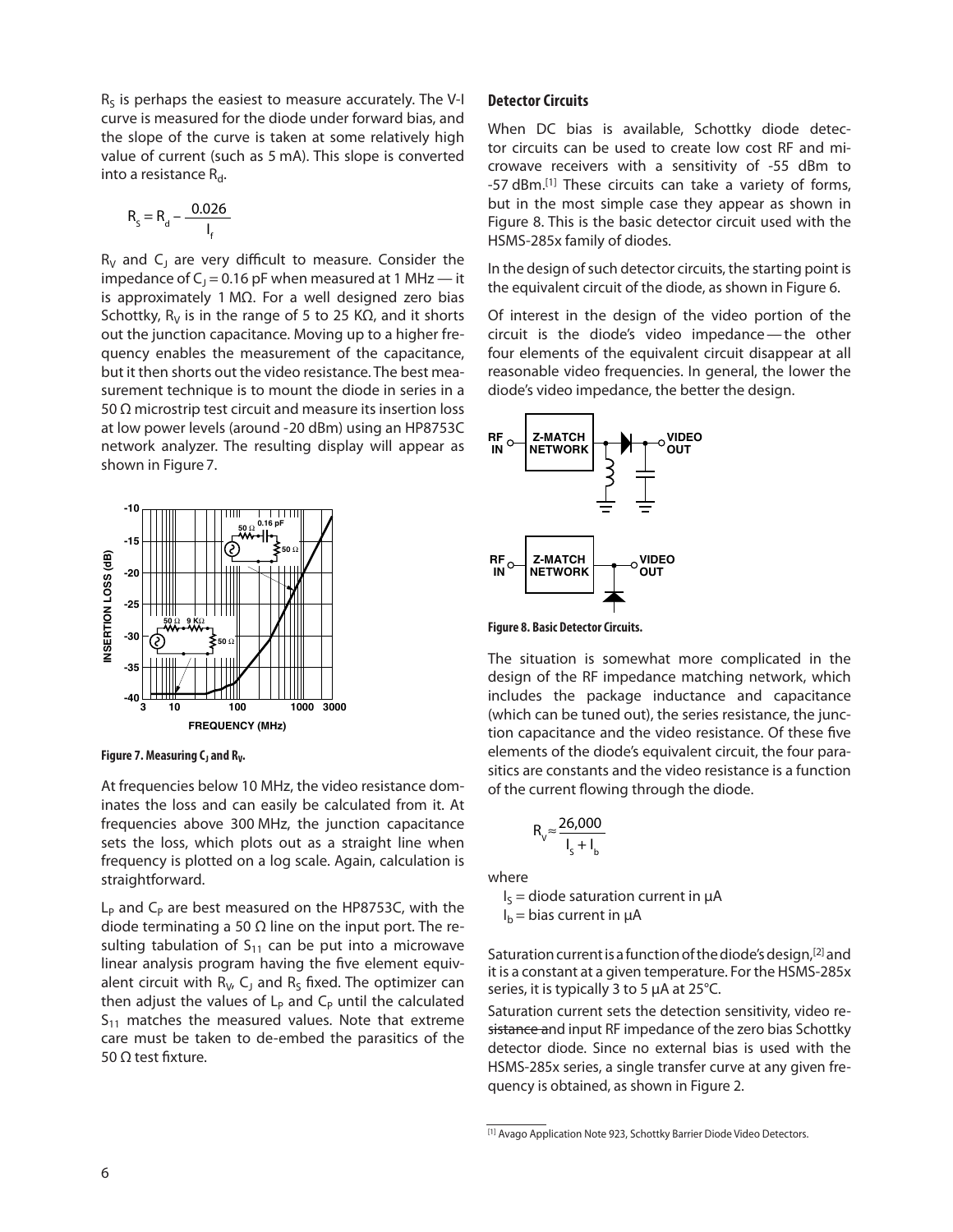$R_S$ is perhaps the easiest to measure accurately. The V-I curve is measured for the diode under forward bias, and the slope of the curve is taken at some relatively high value of current (such as 5 mA). This slope is converted into a resistance $R_d$.

$$R_s = R_d - \frac{0.026}{I_f}$$

$R_V$ and $C_J$ are very difficult to measure. Consider the impedance of $C_J$ = 0.16 pF when measured at 1 MHz — it is approximately 1 MΩ. For a well designed zero bias Schottky, $R_V$ is in the range of 5 to 25 KΩ, and it shorts out the junction capacitance. Moving up to a higher frequency enables the measurement of the capacitance, but it then shorts out the video resistance. The best measurement technique is to mount the diode in series in a 50 Ω microstrip test circuit and measure its insertion loss at low power levels (around -20 dBm) using an HP8753C network analyzer. The resulting display will appear as shown in Figure 7.

**Figure 7. Measuring $C_J$ and $R_V$.**

At frequencies below 10 MHz, the video resistance dominates the loss and can easily be calculated from it. At frequencies above 300 MHz, the junction capacitance sets the loss, which plots out as a straight line when frequency is plotted on a log scale. Again, calculation is straightforward.

$L_P$ and $C_P$ are best measured on the HP8753C, with the diode terminating a 50 Ω line on the input port. The resulting tabulation of $S_{11}$ can be put into a microwave linear analysis program having the five element equivalent circuit with $R_V$, $C_J$ and $R_S$ fixed. The optimizer can then adjust the values of $L_P$ and $C_P$ until the calculated $S_{11}$ matches the measured values. Note that extreme care must be taken to de-embed the parasitics of the 50 Ω test fixture.

### Detector Circuits

When DC bias is available, Schottky diode detector circuits can be used to create low cost RF and microwave receivers with a sensitivity of -55 dBm to -57 dBm.[1] These circuits can take a variety of forms, but in the most simple case they appear as shown in Figure 8. This is the basic detector circuit used with the HSMS-285x family of diodes.

In the design of such detector circuits, the starting point is the equivalent circuit of the diode, as shown in Figure 6.

Of interest in the design of the video portion of the circuit is the diode's video impedance — the other four elements of the equivalent circuit disappear at all reasonable video frequencies. In general, the lower the diode's video impedance, the better the design.

**Figure 8. Basic Detector Circuits.**

The situation is somewhat more complicated in the design of the RF impedance matching network, which includes the package inductance and capacitance (which can be tuned out), the series resistance, the junction capacitance and the video resistance. Of these five elements of the diode's equivalent circuit, the four parasitics are constants and the video resistance is a function of the current flowing through the diode.

$$R_V \approx \frac{26{,}000}{I_S + I_b}$$

where

$I_S$ = diode saturation current in µA
$I_b$ = bias current in µA

Saturation current is a function of the diode's design,[2] and it is a constant at a given temperature. For the HSMS-285x series, it is typically 3 to 5 µA at 25°C.

Saturation current sets the detection sensitivity, video resistance and input RF impedance of the zero bias Schottky detector diode. Since no external bias is used with the HSMS-285x series, a single transfer curve at any given frequency is obtained, as shown in Figure 2.

[1] Avago Application Note 923, Schottky Barrier Diode Video Detectors.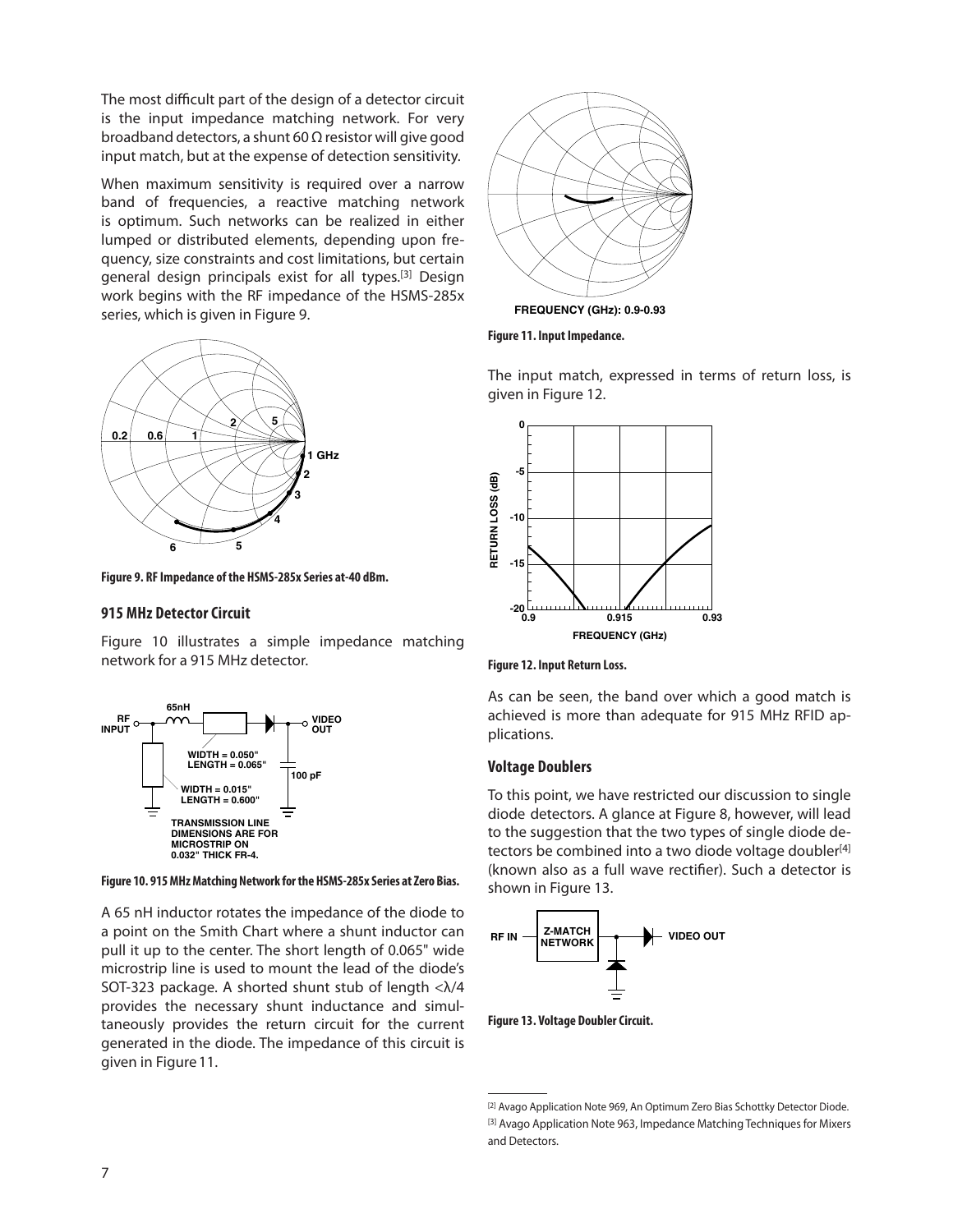The most difficult part of the design of a detector circuit is the input impedance matching network. For very broadband detectors, a shunt 60 Ω resistor will give good input match, but at the expense of detection sensitivity.

When maximum sensitivity is required over a narrow band of frequencies, a reactive matching network is optimum. Such networks can be realized in either lumped or distributed elements, depending upon frequency, size constraints and cost limitations, but certain general design principals exist for all types.[3] Design work begins with the RF impedance of the HSMS-285x series, which is given in Figure 9.

**Figure 9. RF Impedance of the HSMS-285x Series at-40 dBm.**

## 915 MHz Detector Circuit

Figure 10 illustrates a simple impedance matching network for a 915 MHz detector.

**Figure 10. 915 MHz Matching Network for the HSMS-285x Series at Zero Bias.**

A 65 nH inductor rotates the impedance of the diode to a point on the Smith Chart where a shunt inductor can pull it up to the center. The short length of 0.065" wide microstrip line is used to mount the lead of the diode's SOT-323 package. A shorted shunt stub of length <λ/4 provides the necessary shunt inductance and simultaneously provides the return circuit for the current generated in the diode. The impedance of this circuit is given in Figure 11.

**Figure 11. Input Impedance.**

The input match, expressed in terms of return loss, is given in Figure 12.

**Figure 12. Input Return Loss.**

As can be seen, the band over which a good match is achieved is more than adequate for 915 MHz RFID applications.

## Voltage Doublers

To this point, we have restricted our discussion to single diode detectors. A glance at Figure 8, however, will lead to the suggestion that the two types of single diode detectors be combined into a two diode voltage doubler[4] (known also as a full wave rectifier). Such a detector is shown in Figure 13.

**Figure 13. Voltage Doubler Circuit.**

---

[2] Avago Application Note 969, An Optimum Zero Bias Schottky Detector Diode.

[3] Avago Application Note 963, Impedance Matching Techniques for Mixers and Detectors.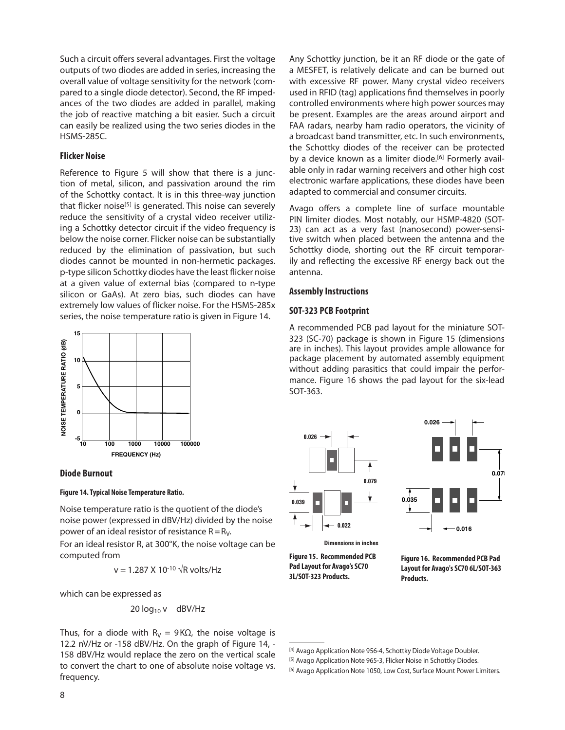Such a circuit offers several advantages. First the voltage outputs of two diodes are added in series, increasing the overall value of voltage sensitivity for the network (compared to a single diode detector). Second, the RF impedances of the two diodes are added in parallel, making the job of reactive matching a bit easier. Such a circuit can easily be realized using the two series diodes in the HSMS-285C.

### Flicker Noise

Reference to Figure 5 will show that there is a junction of metal, silicon, and passivation around the rim of the Schottky contact. It is in this three-way junction that flicker noise[5] is generated. This noise can severely reduce the sensitivity of a crystal video receiver utilizing a Schottky detector circuit if the video frequency is below the noise corner. Flicker noise can be substantially reduced by the elimination of passivation, but such diodes cannot be mounted in non-hermetic packages. p-type silicon Schottky diodes have the least flicker noise at a given value of external bias (compared to n-type silicon or GaAs). At zero bias, such diodes can have extremely low values of flicker noise. For the HSMS-285x series, the noise temperature ratio is given in Figure 14.

**Figure 14. Typical Noise Temperature Ratio.**

Noise temperature ratio is the quotient of the diode's noise power (expressed in dBV/Hz) divided by the noise power of an ideal resistor of resistance $R = R_V$.

For an ideal resistor R, at 300°K, the noise voltage can be computed from

$$v = 1.287 \times 10^{-10} \sqrt{R} \text{ volts/Hz}$$

which can be expressed as

$$20 \log_{10} v \quad \text{dBV/Hz}$$

Thus, for a diode with $R_V$ = 9KΩ, the noise voltage is 12.2 nV/Hz or -158 dBV/Hz. On the graph of Figure 14, -158 dBV/Hz would replace the zero on the vertical scale to convert the chart to one of absolute noise voltage vs. frequency.

### Diode Burnout

Any Schottky junction, be it an RF diode or the gate of a MESFET, is relatively delicate and can be burned out with excessive RF power. Many crystal video receivers used in RFID (tag) applications find themselves in poorly controlled environments where high power sources may be present. Examples are the areas around airport and FAA radars, nearby ham radio operators, the vicinity of a broadcast band transmitter, etc. In such environments, the Schottky diodes of the receiver can be protected by a device known as a limiter diode.[6] Formerly available only in radar warning receivers and other high cost electronic warfare applications, these diodes have been adapted to commercial and consumer circuits.

Avago offers a complete line of surface mountable PIN limiter diodes. Most notably, our HSMP-4820 (SOT-23) can act as a very fast (nanosecond) power-sensitive switch when placed between the antenna and the Schottky diode, shorting out the RF circuit temporarily and reflecting the excessive RF energy back out the antenna.

## Assembly Instructions

### SOT-323 PCB Footprint

A recommended PCB pad layout for the miniature SOT-323 (SC-70) package is shown in Figure 15 (dimensions are in inches). This layout provides ample allowance for package placement by automated assembly equipment without adding parasitics that could impair the performance. Figure 16 shows the pad layout for the six-lead SOT-363.

**Figure 15. Recommended PCB Pad Layout for Avago's SC70 3L/SOT-323 Products.**

**Figure 16. Recommended PCB Pad Layout for Avago's SC70 6L/SOT-363 Products.**

[4] Avago Application Note 956-4, Schottky Diode Voltage Doubler.

[5] Avago Application Note 965-3, Flicker Noise in Schottky Diodes.

[6] Avago Application Note 1050, Low Cost, Surface Mount Power Limiters.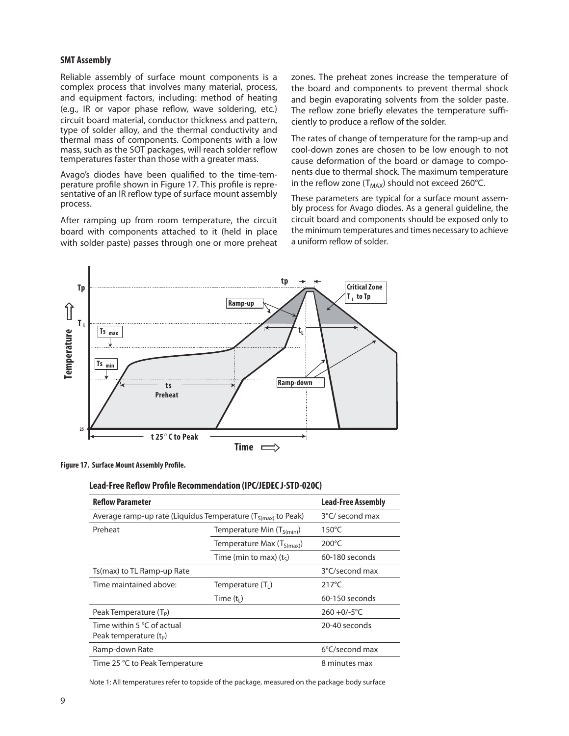### SMT Assembly

Reliable assembly of surface mount components is a complex process that involves many material, process, and equipment factors, including: method of heating (e.g., IR or vapor phase reflow, wave soldering, etc.) circuit board material, conductor thickness and pattern, type of solder alloy, and the thermal conductivity and thermal mass of components. Components with a low mass, such as the SOT packages, will reach solder reflow temperatures faster than those with a greater mass.

Avago's diodes have been qualified to the time-temperature profile shown in Figure 17. This profile is representative of an IR reflow type of surface mount assembly process.

After ramping up from room temperature, the circuit board with components attached to it (held in place with solder paste) passes through one or more preheat zones. The preheat zones increase the temperature of the board and components to prevent thermal shock and begin evaporating solvents from the solder paste. The reflow zone briefly elevates the temperature sufficiently to produce a reflow of the solder.

The rates of change of temperature for the ramp-up and cool-down zones are chosen to be low enough to not cause deformation of the board or damage to components due to thermal shock. The maximum temperature in the reflow zone ($T_{MAX}$) should not exceed 260°C.

These parameters are typical for a surface mount assembly process for Avago diodes. As a general guideline, the circuit board and components should be exposed only to the minimum temperatures and times necessary to achieve a uniform reflow of solder.

**Figure 17. Surface Mount Assembly Profile.**

### Lead-Free Reflow Profile Recommendation (IPC/JEDEC J-STD-020C)

| Reflow Parameter | | Lead-Free Assembly |
|---|---|---|
| Average ramp-up rate (Liquidus Temperature ($T_{S(max)}$ to Peak) | | 3°C/ second max |
| Preheat | Temperature Min ($T_{S(min)}$) | 150°C |
| | Temperature Max ($T_{S(max)}$) | 200°C |
| | Time (min to max) ($t_S$) | 60-180 seconds |
| Ts(max) to TL Ramp-up Rate | | 3°C/second max |
| Time maintained above: | Temperature ($T_L$) | 217°C |
| | Time ($t_L$) | 60-150 seconds |
| Peak Temperature ($T_P$) | | 260 +0/-5°C |
| Time within 5 °C of actual Peak temperature ($t_P$) | | 20-40 seconds |
| Ramp-down Rate | | 6°C/second max |
| Time 25 °C to Peak Temperature | | 8 minutes max |

Note 1: All temperatures refer to topside of the package, measured on the package body surface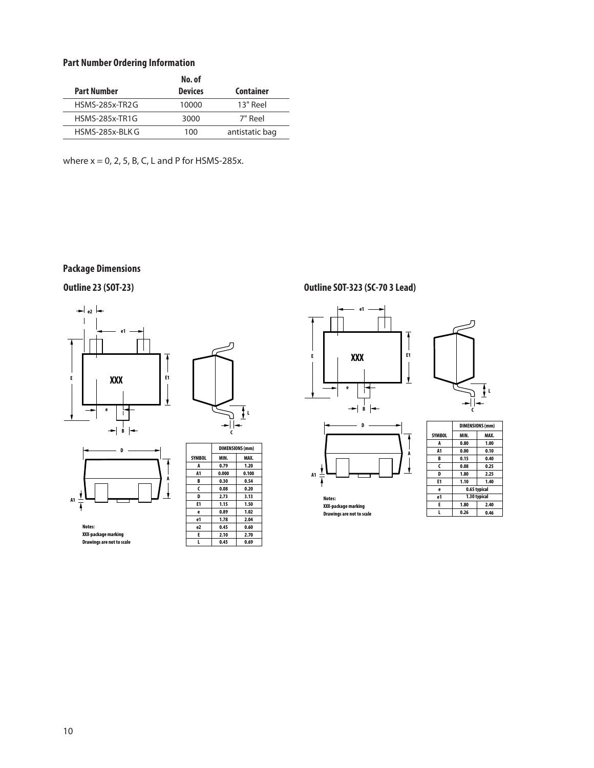### Part Number Ordering Information

| Part Number | No. of Devices | Container |
|---|---|---|
| HSMS-285x-TR2G | 10000 | 13" Reel |
| HSMS-285x-TR1G | 3000 | 7" Reel |
| HSMS-285x-BLK G | 100 | antistatic bag |

where x = 0, 2, 5, B, C, L and P for HSMS-285x.

### Package Dimensions

#### Outline 23 (SOT-23)

Notes:
XXX-package marking
Drawings are not to scale

| SYMBOL | DIMENSIONS (mm) | |
|---|---|---|
| | MIN. | MAX. |
| A | 0.79 | 1.20 |
| A1 | 0.000 | 0.100 |
| B | 0.30 | 0.54 |
| C | 0.08 | 0.20 |
| D | 2.73 | 3.13 |
| E1 | 1.15 | 1.50 |
| e | 0.89 | 1.02 |
| e1 | 1.78 | 2.04 |
| e2 | 0.45 | 0.60 |
| E | 2.10 | 2.70 |
| L | 0.45 | 0.69 |

#### Outline SOT-323 (SC-70 3 Lead)

Notes:
XXX-package marking
Drawings are not to scale

| SYMBOL | DIMENSIONS (mm) | |
|---|---|---|
| | MIN. | MAX. |
| A | 0.80 | 1.00 |
| A1 | 0.00 | 0.10 |
| B | 0.15 | 0.40 |
| C | 0.08 | 0.25 |
| D | 1.80 | 2.25 |
| E1 | 1.10 | 1.40 |
| e | 0.65 typical | |
| e1 | 1.30 typical | |
| E | 1.80 | 2.40 |
| L | 0.26 | 0.46 |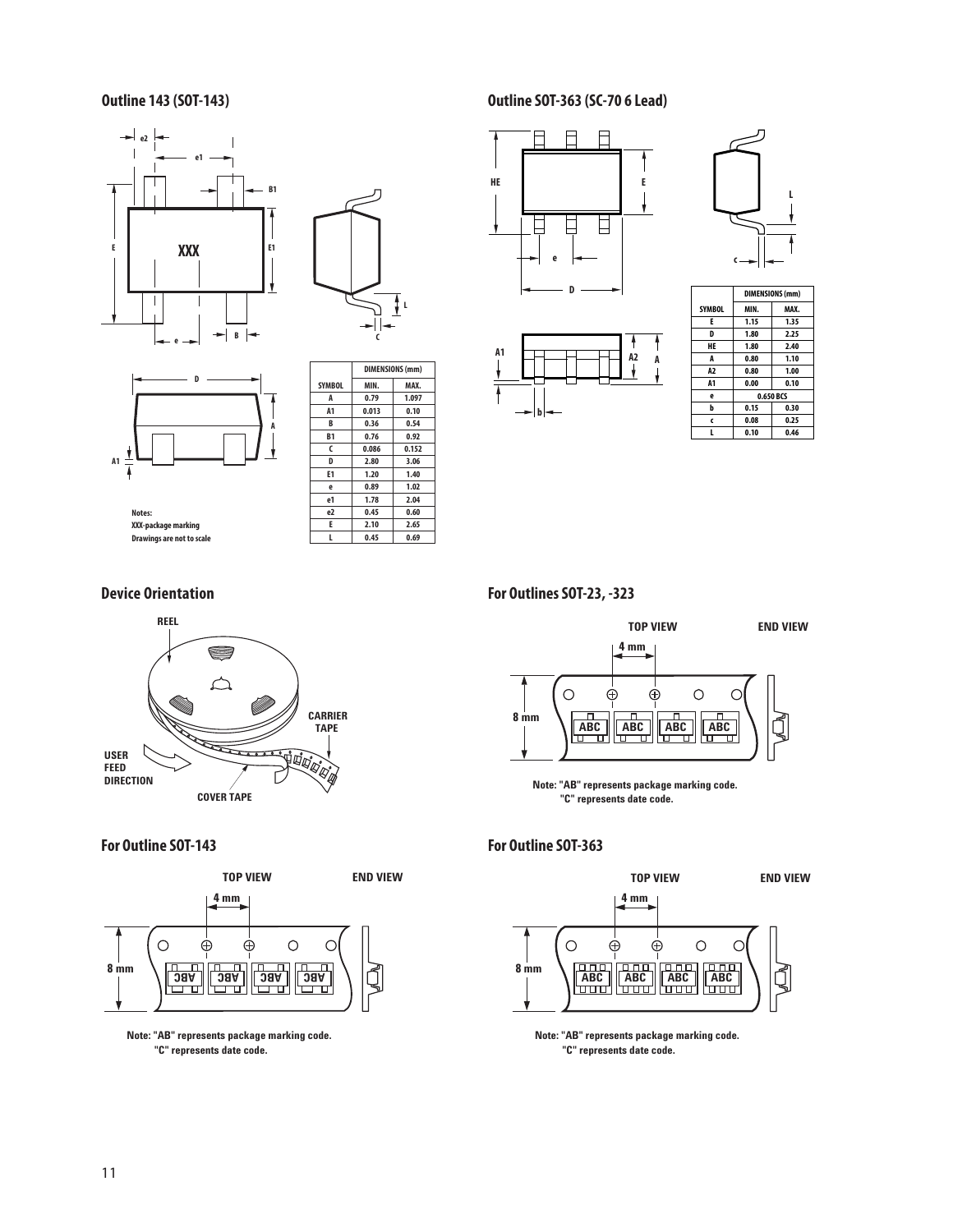## Outline 143 (SOT-143)

| SYMBOL | DIMENSIONS (mm) MIN. | MAX. |
|---|---|---|
| A | 0.79 | 1.097 |
| A1 | 0.013 | 0.10 |
| B | 0.36 | 0.54 |
| B1 | 0.76 | 0.92 |
| C | 0.086 | 0.152 |
| D | 2.80 | 3.06 |
| E1 | 1.20 | 1.40 |
| e | 0.89 | 1.02 |
| e1 | 1.78 | 2.04 |
| e2 | 0.45 | 0.60 |
| E | 2.10 | 2.65 |
| L | 0.45 | 0.69 |

Notes:
XXX-package marking
Drawings are not to scale

## Outline SOT-363 (SC-70 6 Lead)

| SYMBOL | DIMENSIONS (mm) MIN. | MAX. |
|---|---|---|
| E | 1.15 | 1.35 |
| D | 1.80 | 2.25 |
| HE | 1.80 | 2.40 |
| A | 0.80 | 1.10 |
| A2 | 0.80 | 1.00 |
| A1 | 0.00 | 0.10 |
| e | 0.650 BCS | |
| b | 0.15 | 0.30 |
| c | 0.08 | 0.25 |
| L | 0.10 | 0.46 |

## Device Orientation

## For Outlines SOT-23, -323

Note: "AB" represents package marking code.
"C" represents date code.

## For Outline SOT-143

Note: "AB" represents package marking code.
"C" represents date code.

## For Outline SOT-363

Note: "AB" represents package marking code.
"C" represents date code.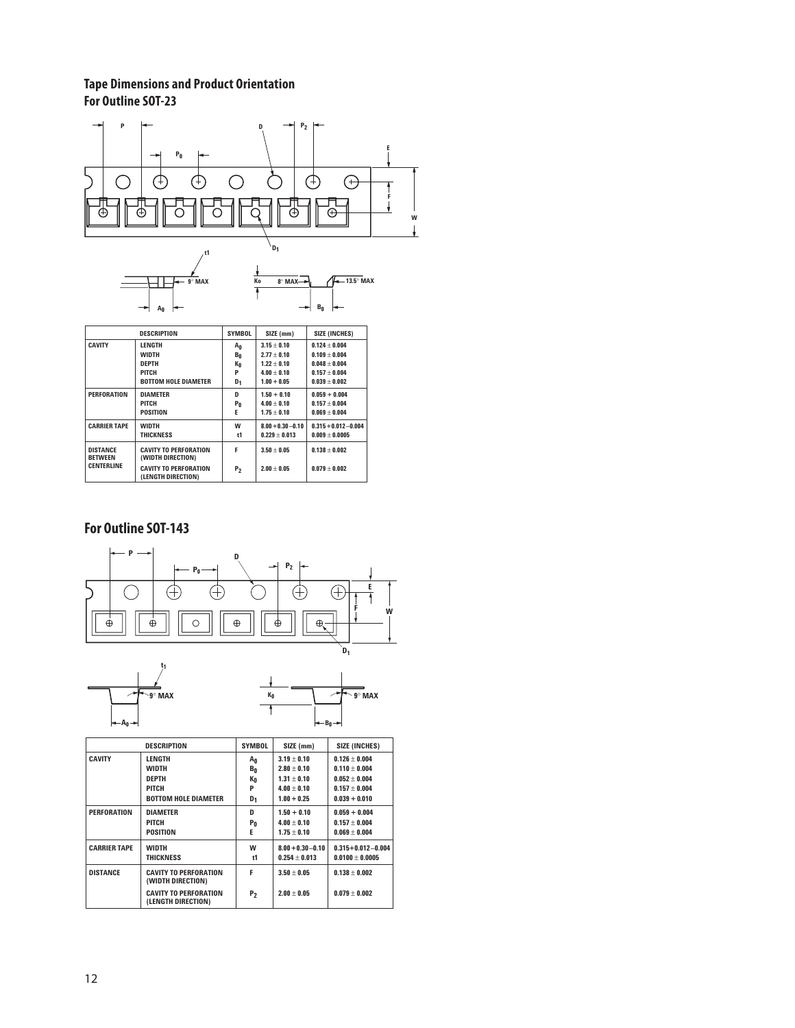## Tape Dimensions and Product Orientation

### For Outline SOT-23

| | DESCRIPTION | SYMBOL | SIZE (mm) | SIZE (INCHES) |
|---|---|---|---|---|
| CAVITY | LENGTH | $A_0$ | 3.15 ± 0.10 | 0.124 ± 0.004 |
| | WIDTH | $B_0$ | 2.77 ± 0.10 | 0.109 ± 0.004 |
| | DEPTH | $K_0$ | 1.22 ± 0.10 | 0.048 ± 0.004 |
| | PITCH | P | 4.00 ± 0.10 | 0.157 ± 0.004 |
| | BOTTOM HOLE DIAMETER | $D_1$ | 1.00 + 0.05 | 0.039 ± 0.002 |
| PERFORATION | DIAMETER | D | 1.50 + 0.10 | 0.059 + 0.004 |
| | PITCH | $P_0$ | 4.00 ± 0.10 | 0.157 ± 0.004 |
| | POSITION | E | 1.75 ± 0.10 | 0.069 ± 0.004 |
| CARRIER TAPE | WIDTH | W | 8.00 + 0.30 − 0.10 | 0.315 + 0.012 − 0.004 |
| | THICKNESS | t1 | 0.229 ± 0.013 | 0.009 ± 0.0005 |
| DISTANCE BETWEEN CENTERLINE | CAVITY TO PERFORATION (WIDTH DIRECTION) | F | 3.50 ± 0.05 | 0.138 ± 0.002 |
| | CAVITY TO PERFORATION (LENGTH DIRECTION) | $P_2$ | 2.00 ± 0.05 | 0.079 ± 0.002 |

### For Outline SOT-143

| | DESCRIPTION | SYMBOL | SIZE (mm) | SIZE (INCHES) |
|---|---|---|---|---|
| CAVITY | LENGTH | $A_0$ | 3.19 ± 0.10 | 0.126 ± 0.004 |
| | WIDTH | $B_0$ | 2.80 ± 0.10 | 0.110 ± 0.004 |
| | DEPTH | $K_0$ | 1.31 ± 0.10 | 0.052 ± 0.004 |
| | PITCH | P | 4.00 ± 0.10 | 0.157 ± 0.004 |
| | BOTTOM HOLE DIAMETER | $D_1$ | 1.00 + 0.25 | 0.039 + 0.010 |
| PERFORATION | DIAMETER | D | 1.50 + 0.10 | 0.059 + 0.004 |
| | PITCH | $P_0$ | 4.00 ± 0.10 | 0.157 ± 0.004 |
| | POSITION | E | 1.75 ± 0.10 | 0.069 ± 0.004 |
| CARRIER TAPE | WIDTH | W | 8.00 + 0.30 − 0.10 | 0.315 + 0.012 − 0.004 |
| | THICKNESS | t1 | 0.254 ± 0.013 | 0.0100 ± 0.0005 |
| DISTANCE | CAVITY TO PERFORATION (WIDTH DIRECTION) | F | 3.50 ± 0.05 | 0.138 ± 0.002 |
| | CAVITY TO PERFORATION (LENGTH DIRECTION) | $P_2$ | 2.00 ± 0.05 | 0.079 ± 0.002 |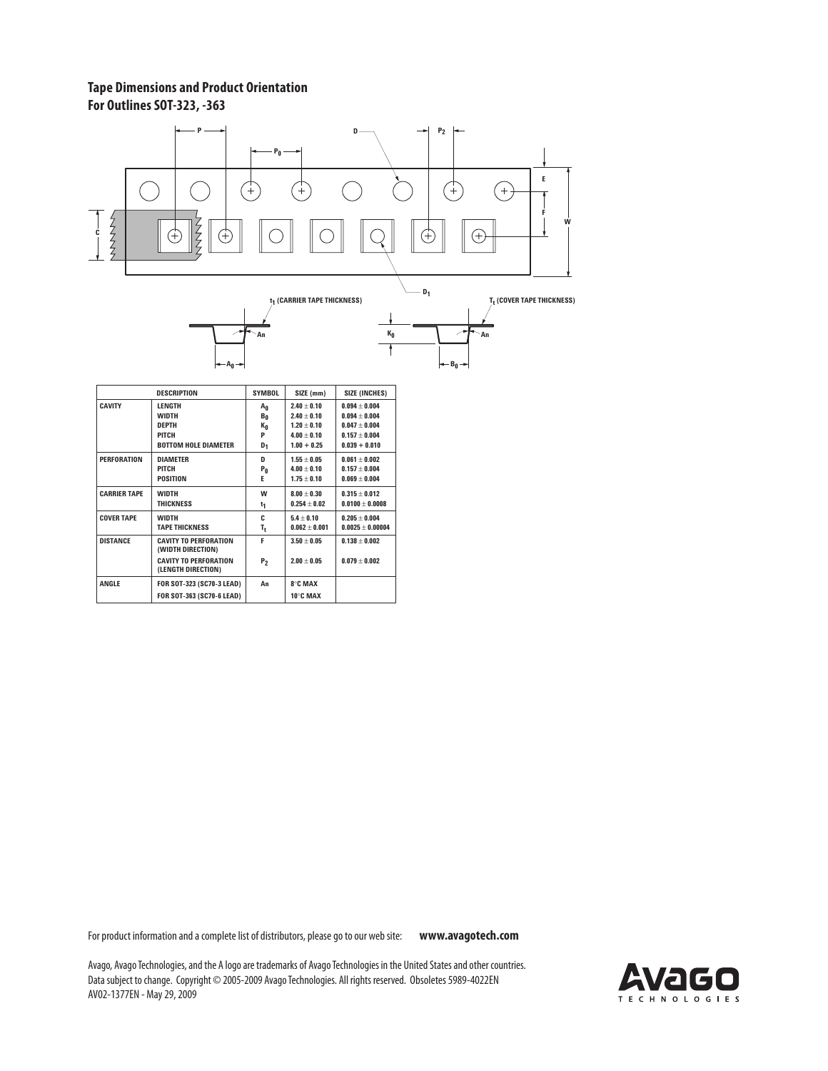## Tape Dimensions and Product Orientation
## For Outlines SOT-323, -363

P
$P_0$
D
$P_2$
E
F
W
C
$D_1$
$t_1$ (CARRIER TAPE THICKNESS)
$T_t$ (COVER TAPE THICKNESS)
An
$K_0$
An
$A_0$
$B_0$

| DESCRIPTION | | SYMBOL | SIZE (mm) | SIZE (INCHES) |
|---|---|---|---|---|
| CAVITY | LENGTH<br>WIDTH<br>DEPTH<br>PITCH<br>BOTTOM HOLE DIAMETER | $A_0$<br>$B_0$<br>$K_0$<br>P<br>$D_1$ | 2.40 ± 0.10<br>2.40 ± 0.10<br>1.20 ± 0.10<br>4.00 ± 0.10<br>1.00 + 0.25 | 0.094 ± 0.004<br>0.094 ± 0.004<br>0.047 ± 0.004<br>0.157 ± 0.004<br>0.039 + 0.010 |
| PERFORATION | DIAMETER<br>PITCH<br>POSITION | D<br>$P_0$<br>E | 1.55 ± 0.05<br>4.00 ± 0.10<br>1.75 ± 0.10 | 0.061 ± 0.002<br>0.157 ± 0.004<br>0.069 ± 0.004 |
| CARRIER TAPE | WIDTH<br>THICKNESS | W<br>$t_1$ | 8.00 ± 0.30<br>0.254 ± 0.02 | 0.315 ± 0.012<br>0.0100 ± 0.0008 |
| COVER TAPE | WIDTH<br>TAPE THICKNESS | C<br>$T_t$ | 5.4 ± 0.10<br>0.062 ± 0.001 | 0.205 ± 0.004<br>0.0025 ± 0.00004 |
| DISTANCE | CAVITY TO PERFORATION (WIDTH DIRECTION)<br>CAVITY TO PERFORATION (LENGTH DIRECTION) | F<br>$P_2$ | 3.50 ± 0.05<br>2.00 ± 0.05 | 0.138 ± 0.002<br>0.079 ± 0.002 |
| ANGLE | FOR SOT-323 (SC70-3 LEAD)<br>FOR SOT-363 (SC70-6 LEAD) | An | 8°C MAX<br>10°C MAX | |

For product information and a complete list of distributors, please go to our web site: **www.avagotech.com**

Avago, Avago Technologies, and the A logo are trademarks of Avago Technologies in the United States and other countries.
Data subject to change. Copyright © 2005-2009 Avago Technologies. All rights reserved. Obsoletes 5989-4022EN
AV02-1377EN - May 29, 2009